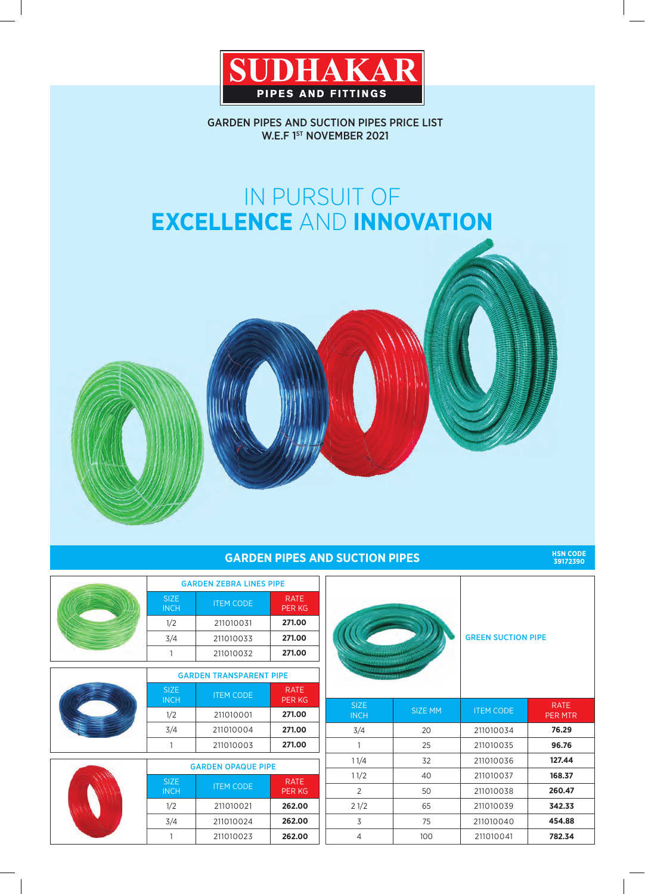# SUDHAKAR
**PIPES AND FITTINGS**

GARDEN PIPES AND SUCTION PIPES PRICE LIST
W.E.F 1[ST] NOVEMBER 2021

## IN PURSUIT OF **EXCELLENCE** AND **INNOVATION**

## GARDEN PIPES AND SUCTION PIPES

HSN CODE 39172390

### GARDEN ZEBRA LINES PIPE

| SIZE INCH | ITEM CODE | RATE PER KG |
|---|---|---|
| 1/2 | 211010031 | **271.00** |
| 3/4 | 211010033 | **271.00** |
| 1 | 211010032 | **271.00** |

### GARDEN TRANSPARENT PIPE

| SIZE INCH | ITEM CODE | RATE PER KG |
|---|---|---|
| 1/2 | 211010001 | **271.00** |
| 3/4 | 211010004 | **271.00** |
| 1 | 211010003 | **271.00** |

### GARDEN OPAQUE PIPE

| SIZE INCH | ITEM CODE | RATE PER KG |
|---|---|---|
| 1/2 | 211010021 | **262.00** |
| 3/4 | 211010024 | **262.00** |
| 1 | 211010023 | **262.00** |

### GREEN SUCTION PIPE

| SIZE INCH | SIZE MM | ITEM CODE | RATE PER MTR |
|---|---|---|---|
| 3/4 | 20 | 211010034 | **76.29** |
| 1 | 25 | 211010035 | **96.76** |
| 1 1/4 | 32 | 211010036 | **127.44** |
| 1 1/2 | 40 | 211010037 | **168.37** |
| 2 | 50 | 211010038 | **260.47** |
| 2 1/2 | 65 | 211010039 | **342.33** |
| 3 | 75 | 211010040 | **454.88** |
| 4 | 100 | 211010041 | **782.34** |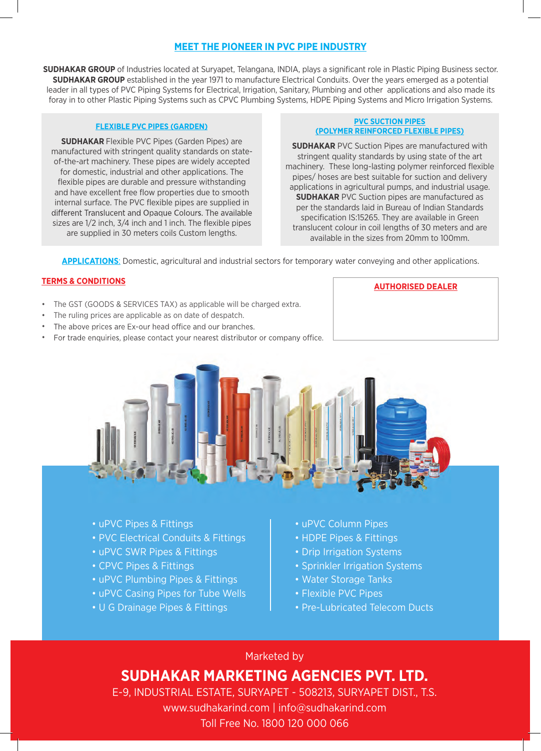## MEET THE PIONEER IN PVC PIPE INDUSTRY

**SUDHAKAR GROUP** of Industries located at Suryapet, Telangana, INDIA, plays a significant role in Plastic Piping Business sector. **SUDHAKAR GROUP** established in the year 1971 to manufacture Electrical Conduits. Over the years emerged as a potential leader in all types of PVC Piping Systems for Electrical, Irrigation, Sanitary, Plumbing and other applications and also made its foray in to other Plastic Piping Systems such as CPVC Plumbing Systems, HDPE Piping Systems and Micro Irrigation Systems.

### FLEXIBLE PVC PIPES (GARDEN)

**SUDHAKAR** Flexible PVC Pipes (Garden Pipes) are manufactured with stringent quality standards on state-of-the-art machinery. These pipes are widely accepted for domestic, industrial and other applications. The flexible pipes are durable and pressure withstanding and have excellent free flow properties due to smooth internal surface. The PVC flexible pipes are supplied in different Translucent and Opaque Colours. The available sizes are 1/2 inch, 3/4 inch and 1 inch. The flexible pipes are supplied in 30 meters coils Custom lengths.

### PVC SUCTION PIPES (POLYMER REINFORCED FLEXIBLE PIPES)

**SUDHAKAR** PVC Suction Pipes are manufactured with stringent quality standards by using state of the art machinery. These long-lasting polymer reinforced flexible pipes/ hoses are best suitable for suction and delivery applications in agricultural pumps, and industrial usage. **SUDHAKAR** PVC Suction pipes are manufactured as per the standards laid in Bureau of Indian Standards specification IS:15265. They are available in Green translucent colour in coil lengths of 30 meters and are available in the sizes from 20mm to 100mm.

**APPLICATIONS:** Domestic, agricultural and industrial sectors for temporary water conveying and other applications.

### TERMS & CONDITIONS

- The GST (GOODS & SERVICES TAX) as applicable will be charged extra.
- The ruling prices are applicable as on date of despatch.
- The above prices are Ex-our head office and our branches.
- For trade enquiries, please contact your nearest distributor or company office.

**AUTHORISED DEALER**

- uPVC Pipes & Fittings
- PVC Electrical Conduits & Fittings
- uPVC SWR Pipes & Fittings
- CPVC Pipes & Fittings
- uPVC Plumbing Pipes & Fittings
- uPVC Casing Pipes for Tube Wells
- U G Drainage Pipes & Fittings
- uPVC Column Pipes
- HDPE Pipes & Fittings
- Drip Irrigation Systems
- Sprinkler Irrigation Systems
- Water Storage Tanks
- Flexible PVC Pipes
- Pre-Lubricated Telecom Ducts

Marketed by

**SUDHAKAR MARKETING AGENCIES PVT. LTD.**

E-9, INDUSTRIAL ESTATE, SURYAPET - 508213, SURYAPET DIST., T.S.

www.sudhakarind.com | info@sudhakarind.com

Toll Free No. 1800 120 000 066